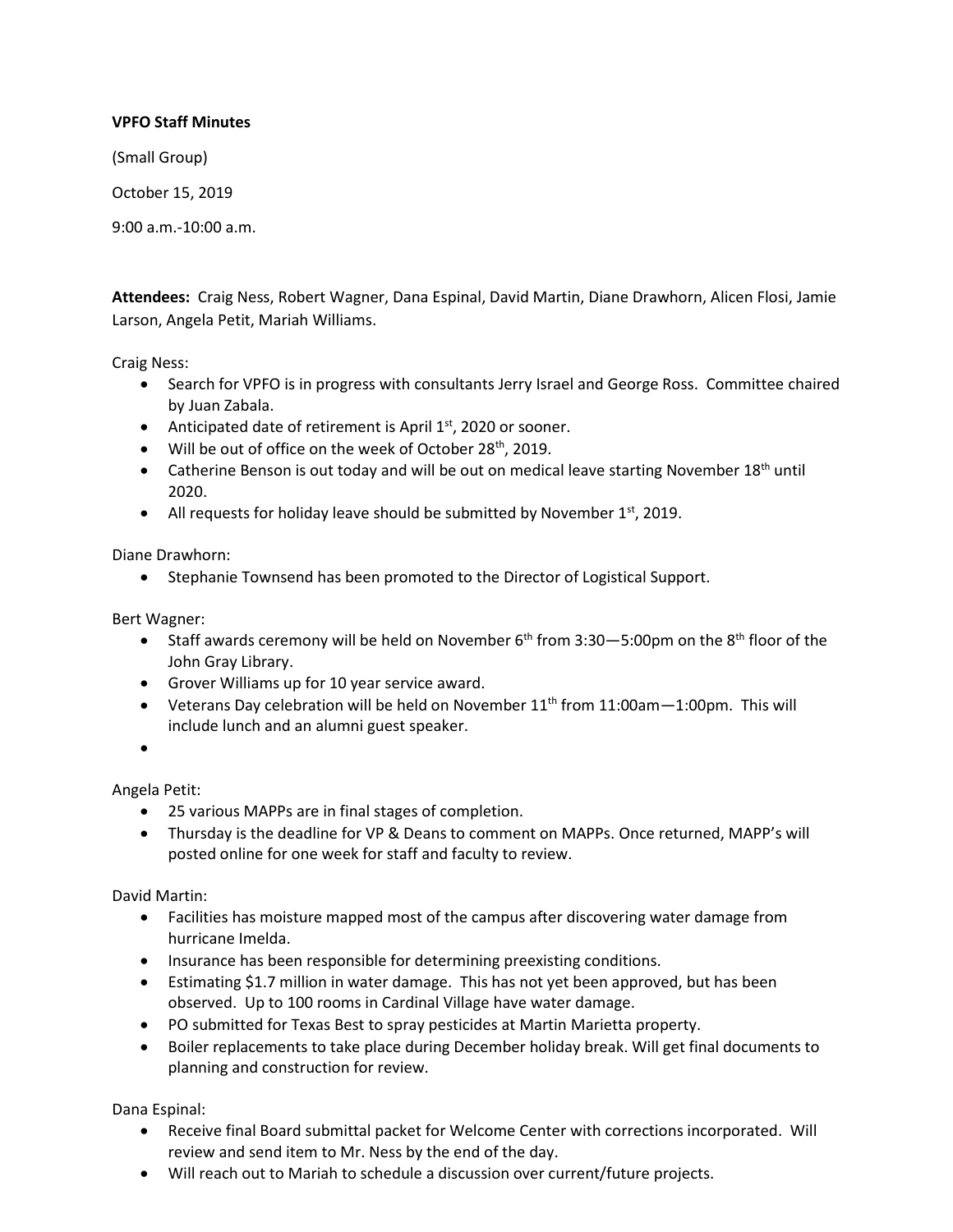**VPFO Staff Minutes**

(Small Group)

October 15, 2019

9:00 a.m.-10:00 a.m.

**Attendees:** Craig Ness, Robert Wagner, Dana Espinal, David Martin, Diane Drawhorn, Alicen Flosi, Jamie Larson, Angela Petit, Mariah Williams.

Craig Ness:

- Search for VPFO is in progress with consultants Jerry Israel and George Ross. Committee chaired by Juan Zabala.
- Anticipated date of retirement is April 1st, 2020 or sooner.
- Will be out of office on the week of October 28th, 2019.
- Catherine Benson is out today and will be out on medical leave starting November 18th until 2020.
- All requests for holiday leave should be submitted by November 1st, 2019.

Diane Drawhorn:

- Stephanie Townsend has been promoted to the Director of Logistical Support.

Bert Wagner:

- Staff awards ceremony will be held on November 6th from 3:30—5:00pm on the 8th floor of the John Gray Library.
- Grover Williams up for 10 year service award.
- Veterans Day celebration will be held on November 11th from 11:00am—1:00pm. This will include lunch and an alumni guest speaker.
- 

Angela Petit:

- 25 various MAPPs are in final stages of completion.
- Thursday is the deadline for VP & Deans to comment on MAPPs. Once returned, MAPP's will posted online for one week for staff and faculty to review.

David Martin:

- Facilities has moisture mapped most of the campus after discovering water damage from hurricane Imelda.
- Insurance has been responsible for determining preexisting conditions.
- Estimating $1.7 million in water damage. This has not yet been approved, but has been observed. Up to 100 rooms in Cardinal Village have water damage.
- PO submitted for Texas Best to spray pesticides at Martin Marietta property.
- Boiler replacements to take place during December holiday break. Will get final documents to planning and construction for review.

Dana Espinal:

- Receive final Board submittal packet for Welcome Center with corrections incorporated. Will review and send item to Mr. Ness by the end of the day.
- Will reach out to Mariah to schedule a discussion over current/future projects.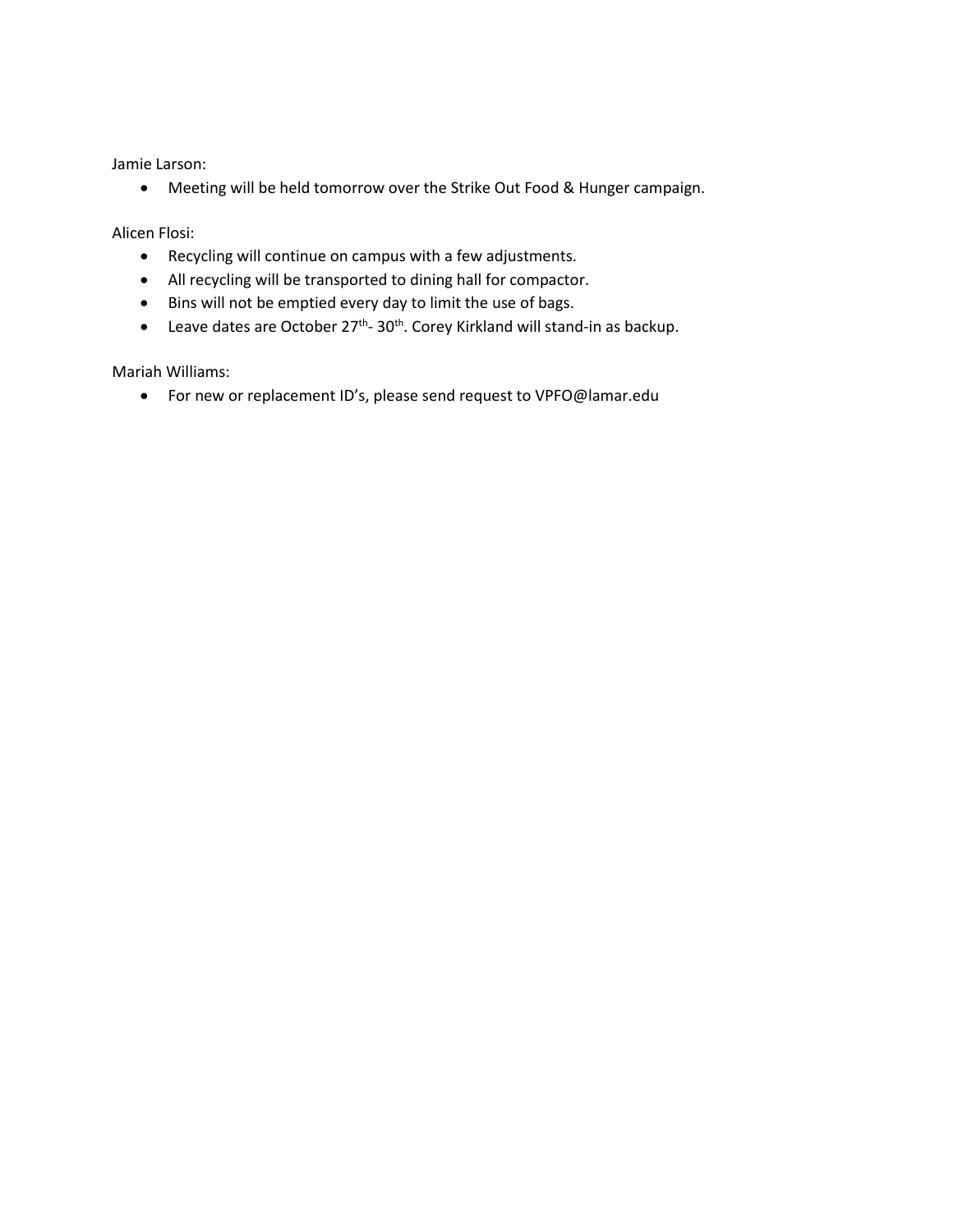Jamie Larson:

- Meeting will be held tomorrow over the Strike Out Food & Hunger campaign.

Alicen Flosi:

- Recycling will continue on campus with a few adjustments.
- All recycling will be transported to dining hall for compactor.
- Bins will not be emptied every day to limit the use of bags.
- Leave dates are October 27th- 30th. Corey Kirkland will stand-in as backup.

Mariah Williams:

- For new or replacement ID's, please send request to VPFO@lamar.edu